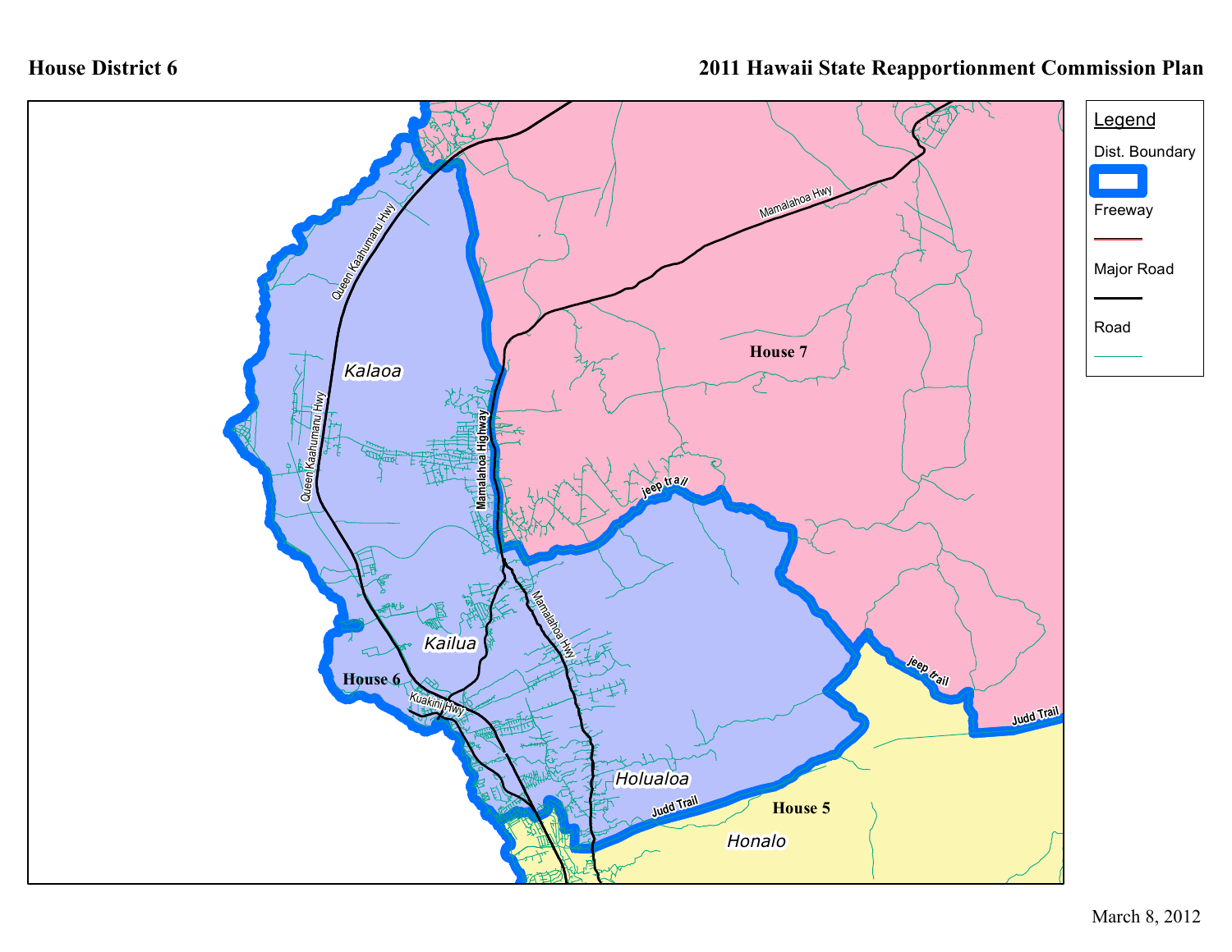# House District 6

## 2011 Hawaii State Reapportionment Commission Plan

Legend

Dist. Boundary

Freeway

Major Road

Road

House 7

House 6

House 5

Kalaoa

Kailua

Holualoa

Honalo

Queen Kaahumanu Hwy

Queen Kaahumanu Hwy

Mamalahoa Highway

Mamalahoa Hwy

Mamalahoa Hwy

Kuakini Hwy

jeep trail

jeep trail

Judd Trail

Judd Trail

March 8, 2012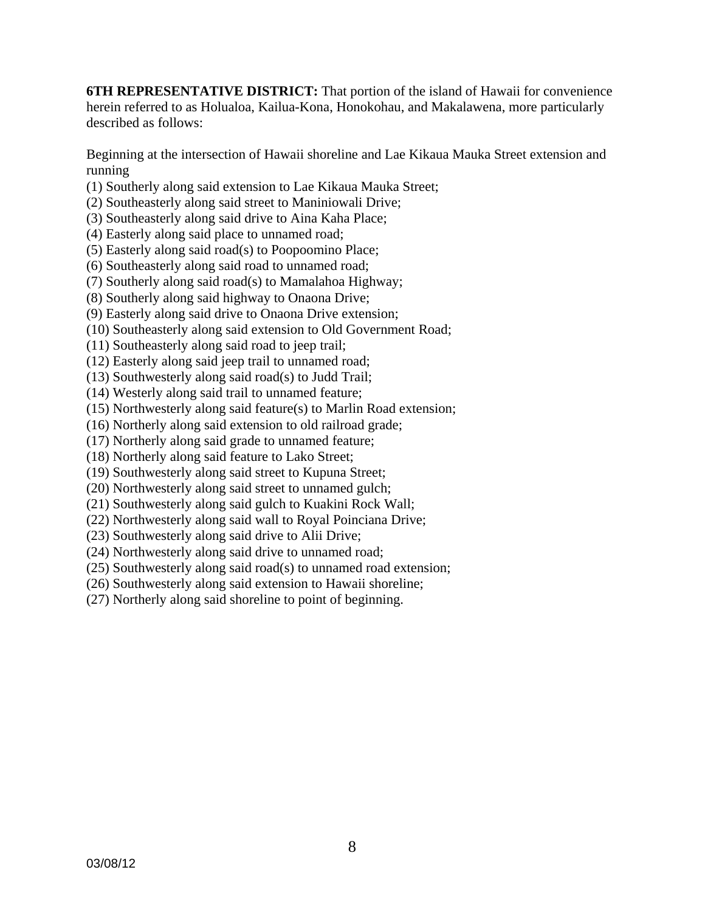**6TH REPRESENTATIVE DISTRICT:** That portion of the island of Hawaii for convenience herein referred to as Holualoa, Kailua-Kona, Honokohau, and Makalawena, more particularly described as follows:

Beginning at the intersection of Hawaii shoreline and Lae Kikaua Mauka Street extension and running

(1) Southerly along said extension to Lae Kikaua Mauka Street;
(2) Southeasterly along said street to Maniniowali Drive;
(3) Southeasterly along said drive to Aina Kaha Place;
(4) Easterly along said place to unnamed road;
(5) Easterly along said road(s) to Poopoomino Place;
(6) Southeasterly along said road to unnamed road;
(7) Southerly along said road(s) to Mamalahoa Highway;
(8) Southerly along said highway to Onaona Drive;
(9) Easterly along said drive to Onaona Drive extension;
(10) Southeasterly along said extension to Old Government Road;
(11) Southeasterly along said road to jeep trail;
(12) Easterly along said jeep trail to unnamed road;
(13) Southwesterly along said road(s) to Judd Trail;
(14) Westerly along said trail to unnamed feature;
(15) Northwesterly along said feature(s) to Marlin Road extension;
(16) Northerly along said extension to old railroad grade;
(17) Northerly along said grade to unnamed feature;
(18) Northerly along said feature to Lako Street;
(19) Southwesterly along said street to Kupuna Street;
(20) Northwesterly along said street to unnamed gulch;
(21) Southwesterly along said gulch to Kuakini Rock Wall;
(22) Northwesterly along said wall to Royal Poinciana Drive;
(23) Southwesterly along said drive to Alii Drive;
(24) Northwesterly along said drive to unnamed road;
(25) Southwesterly along said road(s) to unnamed road extension;
(26) Southwesterly along said extension to Hawaii shoreline;
(27) Northerly along said shoreline to point of beginning.

03/08/12